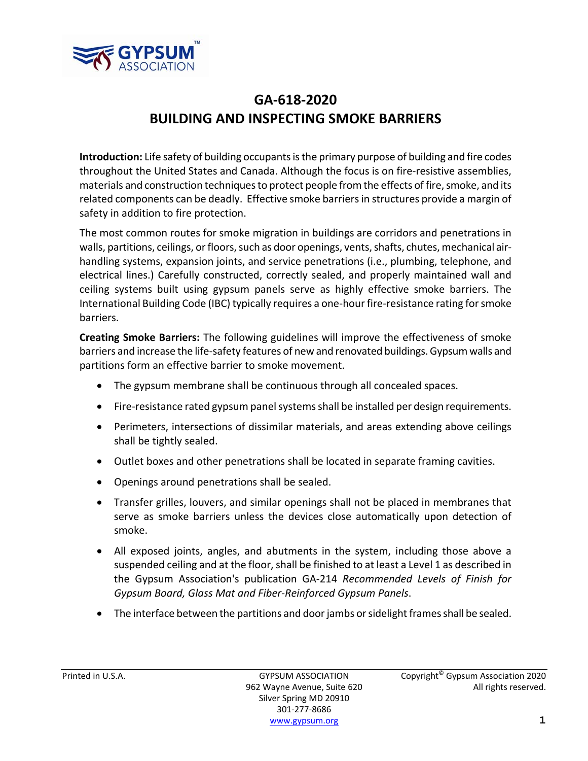# GA-618-2020
# BUILDING AND INSPECTING SMOKE BARRIERS

**Introduction:** Life safety of building occupants is the primary purpose of building and fire codes throughout the United States and Canada. Although the focus is on fire-resistive assemblies, materials and construction techniques to protect people from the effects of fire, smoke, and its related components can be deadly. Effective smoke barriers in structures provide a margin of safety in addition to fire protection.

The most common routes for smoke migration in buildings are corridors and penetrations in walls, partitions, ceilings, or floors, such as door openings, vents, shafts, chutes, mechanical air-handling systems, expansion joints, and service penetrations (i.e., plumbing, telephone, and electrical lines.) Carefully constructed, correctly sealed, and properly maintained wall and ceiling systems built using gypsum panels serve as highly effective smoke barriers. The International Building Code (IBC) typically requires a one-hour fire-resistance rating for smoke barriers.

**Creating Smoke Barriers:** The following guidelines will improve the effectiveness of smoke barriers and increase the life-safety features of new and renovated buildings. Gypsum walls and partitions form an effective barrier to smoke movement.

- The gypsum membrane shall be continuous through all concealed spaces.
- Fire-resistance rated gypsum panel systems shall be installed per design requirements.
- Perimeters, intersections of dissimilar materials, and areas extending above ceilings shall be tightly sealed.
- Outlet boxes and other penetrations shall be located in separate framing cavities.
- Openings around penetrations shall be sealed.
- Transfer grilles, louvers, and similar openings shall not be placed in membranes that serve as smoke barriers unless the devices close automatically upon detection of smoke.
- All exposed joints, angles, and abutments in the system, including those above a suspended ceiling and at the floor, shall be finished to at least a Level 1 as described in the Gypsum Association's publication GA-214 *Recommended Levels of Finish for Gypsum Board, Glass Mat and Fiber-Reinforced Gypsum Panels*.
- The interface between the partitions and door jambs or sidelight frames shall be sealed.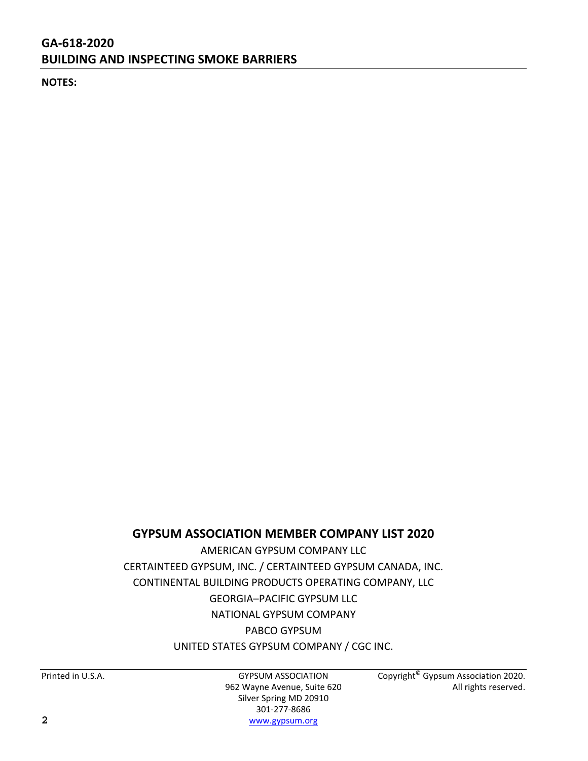**NOTES:**

## GYPSUM ASSOCIATION MEMBER COMPANY LIST 2020

AMERICAN GYPSUM COMPANY LLC

CERTAINTEED GYPSUM, INC. / CERTAINTEED GYPSUM CANADA, INC.

CONTINENTAL BUILDING PRODUCTS OPERATING COMPANY, LLC

GEORGIA–PACIFIC GYPSUM LLC

NATIONAL GYPSUM COMPANY

PABCO GYPSUM

UNITED STATES GYPSUM COMPANY / CGC INC.

Printed in U.S.A.

GYPSUM ASSOCIATION
962 Wayne Avenue, Suite 620
Silver Spring MD 20910
301-277-8686
www.gypsum.org

Copyright© Gypsum Association 2020.
All rights reserved.